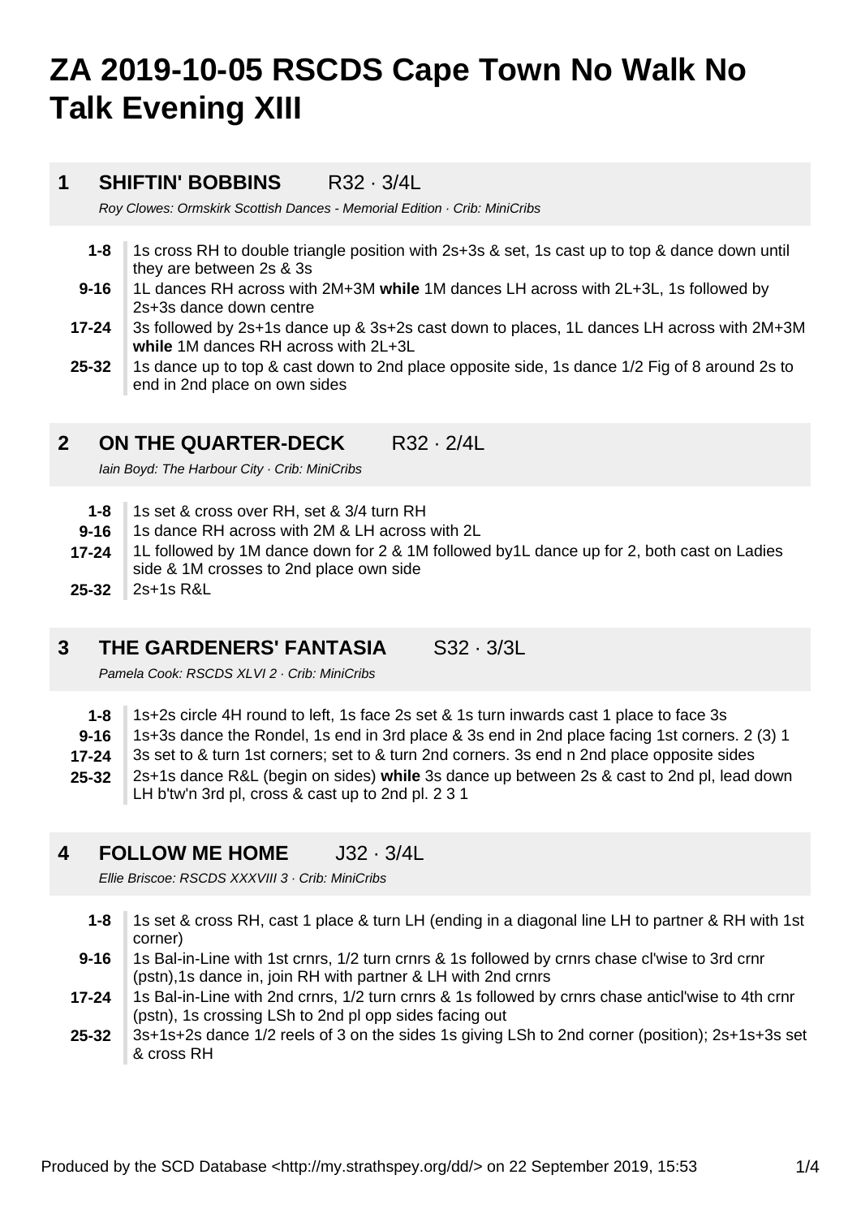# ZA 2019-10-05 RSCDS Cape Town No Walk No Talk Evening XIII

## 1 SHIFTIN' BOBBINS R32 · 3/4L

*Roy Clowes: Ormskirk Scottish Dances - Memorial Edition · Crib: MiniCribs*

| | |
|---|---|
| **1-8** | 1s cross RH to double triangle position with 2s+3s & set, 1s cast up to top & dance down until they are between 2s & 3s |
| **9-16** | 1L dances RH across with 2M+3M **while** 1M dances LH across with 2L+3L, 1s followed by 2s+3s dance down centre |
| **17-24** | 3s followed by 2s+1s dance up & 3s+2s cast down to places, 1L dances LH across with 2M+3M **while** 1M dances RH across with 2L+3L |
| **25-32** | 1s dance up to top & cast down to 2nd place opposite side, 1s dance 1/2 Fig of 8 around 2s to end in 2nd place on own sides |

## 2 ON THE QUARTER-DECK R32 · 2/4L

*Iain Boyd: The Harbour City · Crib: MiniCribs*

| | |
|---|---|
| **1-8** | 1s set & cross over RH, set & 3/4 turn RH |
| **9-16** | 1s dance RH across with 2M & LH across with 2L |
| **17-24** | 1L followed by 1M dance down for 2 & 1M followed by1L dance up for 2, both cast on Ladies side & 1M crosses to 2nd place own side |
| **25-32** | 2s+1s R&L |

## 3 THE GARDENERS' FANTASIA S32 · 3/3L

*Pamela Cook: RSCDS XLVI 2 · Crib: MiniCribs*

| | |
|---|---|
| **1-8** | 1s+2s circle 4H round to left, 1s face 2s set & 1s turn inwards cast 1 place to face 3s |
| **9-16** | 1s+3s dance the Rondel, 1s end in 3rd place & 3s end in 2nd place facing 1st corners. 2 (3) 1 |
| **17-24** | 3s set to & turn 1st corners; set to & turn 2nd corners. 3s end n 2nd place opposite sides |
| **25-32** | 2s+1s dance R&L (begin on sides) **while** 3s dance up between 2s & cast to 2nd pl, lead down LH b'tw'n 3rd pl, cross & cast up to 2nd pl. 2 3 1 |

## 4 FOLLOW ME HOME J32 · 3/4L

*Ellie Briscoe: RSCDS XXXVIII 3 · Crib: MiniCribs*

| | |
|---|---|
| **1-8** | 1s set & cross RH, cast 1 place & turn LH (ending in a diagonal line LH to partner & RH with 1st corner) |
| **9-16** | 1s Bal-in-Line with 1st crnrs, 1/2 turn crnrs & 1s followed by crnrs chase cl'wise to 3rd crnr (pstn),1s dance in, join RH with partner & LH with 2nd crnrs |
| **17-24** | 1s Bal-in-Line with 2nd crnrs, 1/2 turn crnrs & 1s followed by crnrs chase anticl'wise to 4th crnr (pstn), 1s crossing LSh to 2nd pl opp sides facing out |
| **25-32** | 3s+1s+2s dance 1/2 reels of 3 on the sides 1s giving LSh to 2nd corner (position); 2s+1s+3s set & cross RH |

Produced by the SCD Database <http://my.strathspey.org/dd/> on 22 September 2019, 15:53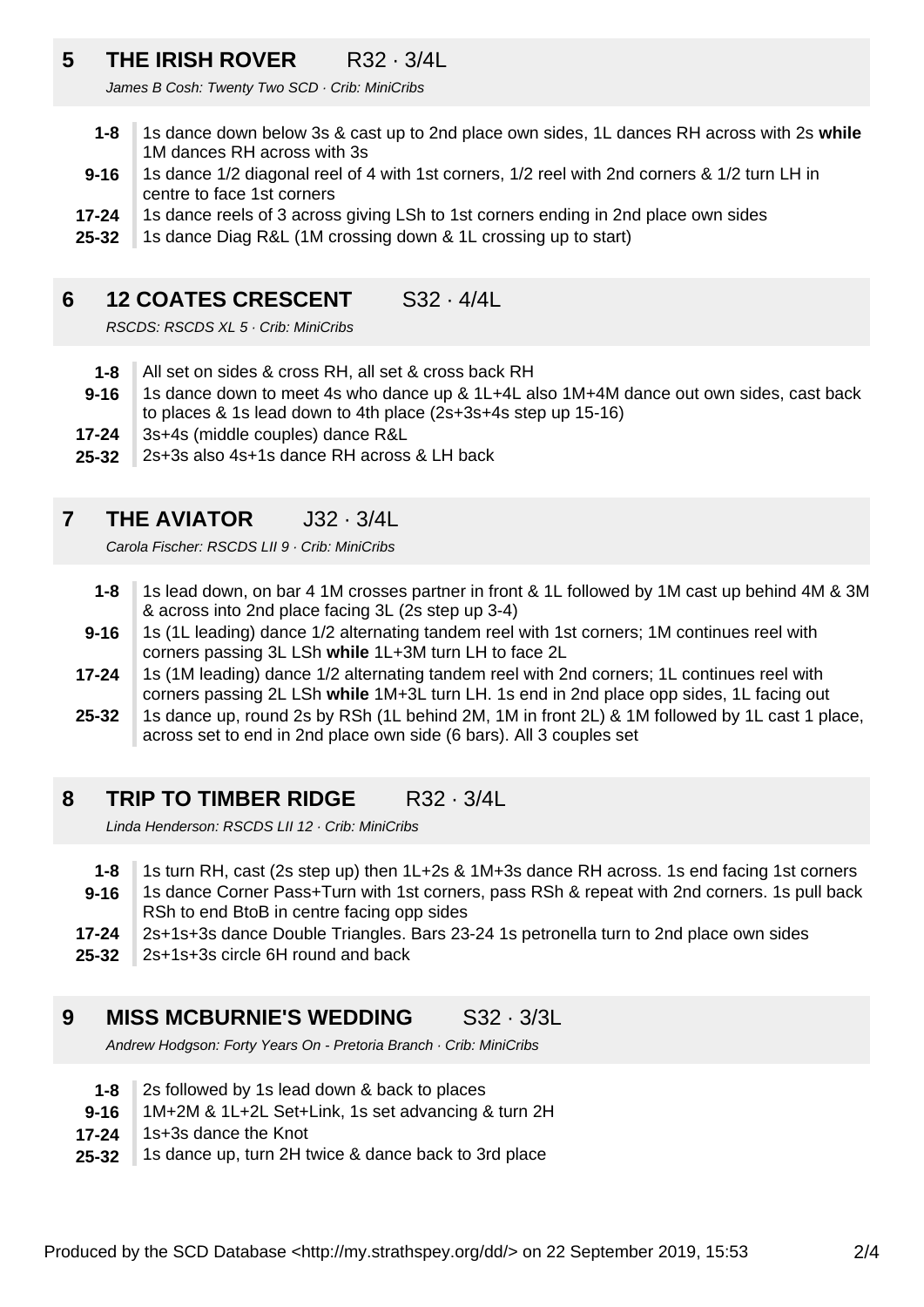## 5 THE IRISH ROVER R32 · 3/4L

*James B Cosh: Twenty Two SCD · Crib: MiniCribs*

| | |
|---|---|
| **1-8** | 1s dance down below 3s & cast up to 2nd place own sides, 1L dances RH across with 2s **while** 1M dances RH across with 3s |
| **9-16** | 1s dance 1/2 diagonal reel of 4 with 1st corners, 1/2 reel with 2nd corners & 1/2 turn LH in centre to face 1st corners |
| **17-24** | 1s dance reels of 3 across giving LSh to 1st corners ending in 2nd place own sides |
| **25-32** | 1s dance Diag R&L (1M crossing down & 1L crossing up to start) |

## 6 12 COATES CRESCENT S32 · 4/4L

*RSCDS: RSCDS XL 5 · Crib: MiniCribs*

| | |
|---|---|
| **1-8** | All set on sides & cross RH, all set & cross back RH |
| **9-16** | 1s dance down to meet 4s who dance up & 1L+4L also 1M+4M dance out own sides, cast back to places & 1s lead down to 4th place (2s+3s+4s step up 15-16) |
| **17-24** | 3s+4s (middle couples) dance R&L |
| **25-32** | 2s+3s also 4s+1s dance RH across & LH back |

## 7 THE AVIATOR J32 · 3/4L

*Carola Fischer: RSCDS LII 9 · Crib: MiniCribs*

| | |
|---|---|
| **1-8** | 1s lead down, on bar 4 1M crosses partner in front & 1L followed by 1M cast up behind 4M & 3M & across into 2nd place facing 3L (2s step up 3-4) |
| **9-16** | 1s (1L leading) dance 1/2 alternating tandem reel with 1st corners; 1M continues reel with corners passing 3L LSh **while** 1L+3M turn LH to face 2L |
| **17-24** | 1s (1M leading) dance 1/2 alternating tandem reel with 2nd corners; 1L continues reel with corners passing 2L LSh **while** 1M+3L turn LH. 1s end in 2nd place opp sides, 1L facing out |
| **25-32** | 1s dance up, round 2s by RSh (1L behind 2M, 1M in front 2L) & 1M followed by 1L cast 1 place, across set to end in 2nd place own side (6 bars). All 3 couples set |

## 8 TRIP TO TIMBER RIDGE R32 · 3/4L

*Linda Henderson: RSCDS LII 12 · Crib: MiniCribs*

| | |
|---|---|
| **1-8** | 1s turn RH, cast (2s step up) then 1L+2s & 1M+3s dance RH across. 1s end facing 1st corners |
| **9-16** | 1s dance Corner Pass+Turn with 1st corners, pass RSh & repeat with 2nd corners. 1s pull back RSh to end BtoB in centre facing opp sides |
| **17-24** | 2s+1s+3s dance Double Triangles. Bars 23-24 1s petronella turn to 2nd place own sides |
| **25-32** | 2s+1s+3s circle 6H round and back |

## 9 MISS MCBURNIE'S WEDDING S32 · 3/3L

*Andrew Hodgson: Forty Years On - Pretoria Branch · Crib: MiniCribs*

| | |
|---|---|
| **1-8** | 2s followed by 1s lead down & back to places |
| **9-16** | 1M+2M & 1L+2L Set+Link, 1s set advancing & turn 2H |
| **17-24** | 1s+3s dance the Knot |
| **25-32** | 1s dance up, turn 2H twice & dance back to 3rd place |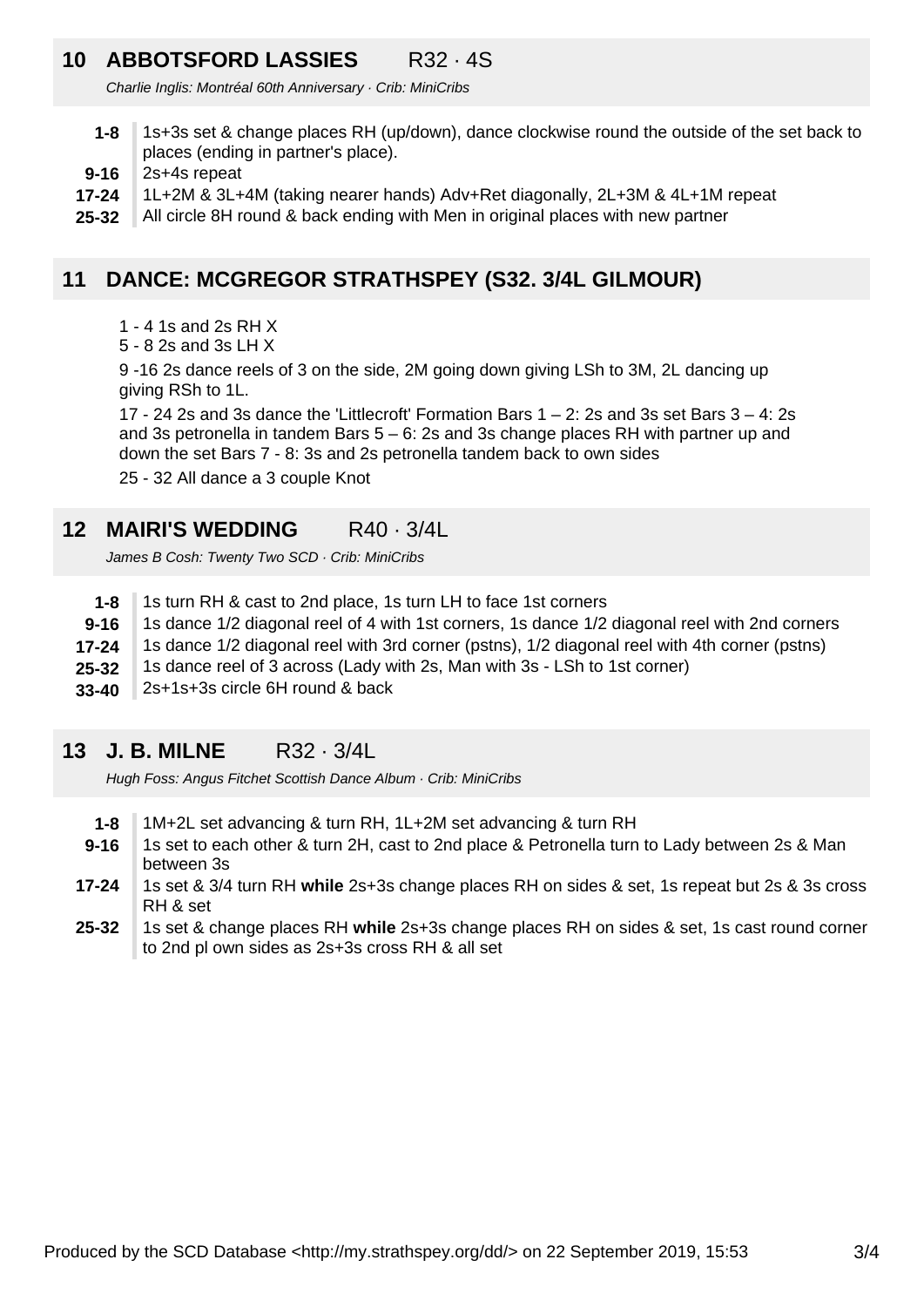## 10 ABBOTSFORD LASSIES R32 · 4S

*Charlie Inglis: Montréal 60th Anniversary · Crib: MiniCribs*

| | |
|---|---|
| **1-8** | 1s+3s set & change places RH (up/down), dance clockwise round the outside of the set back to places (ending in partner's place). |
| **9-16** | 2s+4s repeat |
| **17-24** | 1L+2M & 3L+4M (taking nearer hands) Adv+Ret diagonally, 2L+3M & 4L+1M repeat |
| **25-32** | All circle 8H round & back ending with Men in original places with new partner |

## 11 DANCE: MCGREGOR STRATHSPEY (S32. 3/4L GILMOUR)

1 - 4 1s and 2s RH X

5 - 8 2s and 3s LH X

9 -16 2s dance reels of 3 on the side, 2M going down giving LSh to 3M, 2L dancing up giving RSh to 1L.

17 - 24 2s and 3s dance the 'Littlecroft' Formation Bars 1 – 2: 2s and 3s set Bars 3 – 4: 2s and 3s petronella in tandem Bars 5 – 6: 2s and 3s change places RH with partner up and down the set Bars 7 - 8: 3s and 2s petronella tandem back to own sides

25 - 32 All dance a 3 couple Knot

## 12 MAIRI'S WEDDING R40 · 3/4L

*James B Cosh: Twenty Two SCD · Crib: MiniCribs*

| | |
|---|---|
| **1-8** | 1s turn RH & cast to 2nd place, 1s turn LH to face 1st corners |
| **9-16** | 1s dance 1/2 diagonal reel of 4 with 1st corners, 1s dance 1/2 diagonal reel with 2nd corners |
| **17-24** | 1s dance 1/2 diagonal reel with 3rd corner (pstns), 1/2 diagonal reel with 4th corner (pstns) |
| **25-32** | 1s dance reel of 3 across (Lady with 2s, Man with 3s - LSh to 1st corner) |
| **33-40** | 2s+1s+3s circle 6H round & back |

## 13 J. B. MILNE R32 · 3/4L

*Hugh Foss: Angus Fitchet Scottish Dance Album · Crib: MiniCribs*

| | |
|---|---|
| **1-8** | 1M+2L set advancing & turn RH, 1L+2M set advancing & turn RH |
| **9-16** | 1s set to each other & turn 2H, cast to 2nd place & Petronella turn to Lady between 2s & Man between 3s |
| **17-24** | 1s set & 3/4 turn RH **while** 2s+3s change places RH on sides & set, 1s repeat but 2s & 3s cross RH & set |
| **25-32** | 1s set & change places RH **while** 2s+3s change places RH on sides & set, 1s cast round corner to 2nd pl own sides as 2s+3s cross RH & all set |

Produced by the SCD Database <http://my.strathspey.org/dd/> on 22 September 2019, 15:53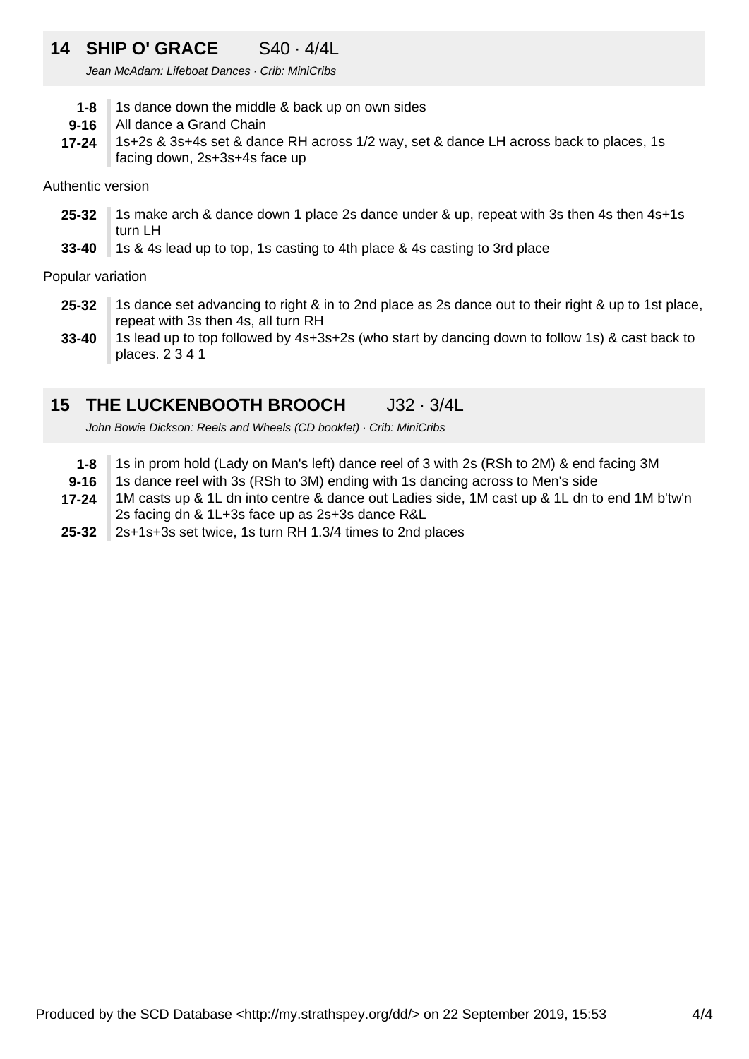## 14 SHIP O' GRACE S40 · 4/4L

*Jean McAdam: Lifeboat Dances · Crib: MiniCribs*

| | |
|---|---|
| **1-8** | 1s dance down the middle & back up on own sides |
| **9-16** | All dance a Grand Chain |
| **17-24** | 1s+2s & 3s+4s set & dance RH across 1/2 way, set & dance LH across back to places, 1s facing down, 2s+3s+4s face up |

Authentic version

| | |
|---|---|
| **25-32** | 1s make arch & dance down 1 place 2s dance under & up, repeat with 3s then 4s then 4s+1s turn LH |
| **33-40** | 1s & 4s lead up to top, 1s casting to 4th place & 4s casting to 3rd place |

Popular variation

| | |
|---|---|
| **25-32** | 1s dance set advancing to right & in to 2nd place as 2s dance out to their right & up to 1st place, repeat with 3s then 4s, all turn RH |
| **33-40** | 1s lead up to top followed by 4s+3s+2s (who start by dancing down to follow 1s) & cast back to places. 2 3 4 1 |

## 15 THE LUCKENBOOTH BROOCH J32 · 3/4L

*John Bowie Dickson: Reels and Wheels (CD booklet) · Crib: MiniCribs*

| | |
|---|---|
| **1-8** | 1s in prom hold (Lady on Man's left) dance reel of 3 with 2s (RSh to 2M) & end facing 3M |
| **9-16** | 1s dance reel with 3s (RSh to 3M) ending with 1s dancing across to Men's side |
| **17-24** | 1M casts up & 1L dn into centre & dance out Ladies side, 1M cast up & 1L dn to end 1M b'tw'n 2s facing dn & 1L+3s face up as 2s+3s dance R&L |
| **25-32** | 2s+1s+3s set twice, 1s turn RH 1.3/4 times to 2nd places |

Produced by the SCD Database <http://my.strathspey.org/dd/> on 22 September 2019, 15:53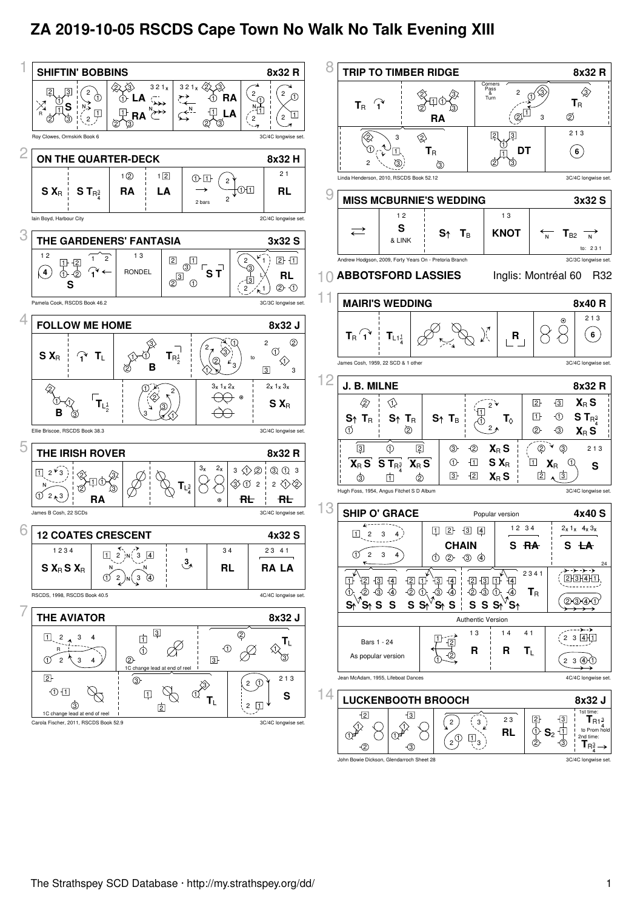# ZA 2019-10-05 RSCDS Cape Town No Walk No Talk Evening XIII

## 1 SHIFTIN' BOBBINS — 8x32 R

S | LA | RA | RA | LA

Roy Clowes, Ormskirk Book 6 — 3C/4C longwise set.

## 2 ON THE QUARTER-DECK — 8x32 H

S $X_R$ | S $T_{R\frac{3}{4}}$ | RA | LA | 2 bars | RL

Iain Boyd, Harbour City — 2C/4C longwise set.

## 3 THE GARDENERS' FANTASIA — 3x32 S

4 S | RONDEL | S T | RL

Pamela Cook, RSCDS Book 46.2 — 3C/3C longwise set.

## 4 FOLLOW ME HOME — 8x32 J

S $X_R$ | $T_L$ | B | $T_{R\frac{1}{2}}$ | to

B | $T_{L\frac{1}{2}}$ | $3_x$ $1_x$ $2_x$ | $2_x$ $1_x$ $3_x$ S $X_R$

Ellie Briscoe, RSCDS Book 38.3 — 3C/4C longwise set.

## 5 THE IRISH ROVER — 8x32 R

RA | $T_{L\frac{3}{4}}$ | RL | RL

James B Cosh, 22 SCDs — 3C/4C longwise set.

## 6 12 COATES CRESCENT — 4x32 S

1 2 3 4 S $X_R$ S $X_R$ | 3 | 3 4 RL | 2 3 4 1 RA LA

RSCDS, 1998, RSCDS Book 40.5 — 4C/4C longwise set.

## 7 THE AVIATOR — 8x32 J

1C change lead at end of reel | $T_L$

1C change lead at end of reel | $T_L$ | 2 1 3 S

Carola Fischer, 2011, RSCDS Book 52.9 — 3C/4C longwise set.

## 8 TRIP TO TIMBER RIDGE — 8x32 R

$T_R$ | RA | Corners Pass & Turn | $T_R$

$T_R$ | DT | 2 1 3 6

Linda Henderson, 2010, RSCDS Book 52.12 — 3C/4C longwise set.

## 9 MISS MCBURNIE'S WEDDING — 3x32 S

S & LINK | S↑ $T_B$ | KNOT | $T_{B2}$ to: 2 3 1

Andrew Hodgson, 2009, Forty Years On - Pretoria Branch — 3C/3C longwise set.

## 10 ABBOTSFORD LASSIES — Inglis: Montréal 60 R32

## 11 MAIRI'S WEDDING — 8x40 R

$T_R$ | $T_{L1\frac{1}{4}}$ | R | 2 1 3 6

James Cosh, 1959, 22 SCD & 1 other — 3C/4C longwise set.

## 12 J. B. MILNE — 8x32 R

S↑ $T_R$ | S↑ $T_R$ | S↑ $T_B$ | $T_◊$ | $X_R$ S | S $T_{R\frac{3}{4}}$ | $X_R$ S

$X_R$ S | S $T_{R\frac{3}{4}}$ | $X_R$ S | $X_R$ S | S $X_R$ | $X_R$ S | $X_R$ | 2 1 3 S

Hugh Foss, 1954, Angus Fitchet S D Album — 3C/4C longwise set.

## 13 SHIP O' GRACE — 4x40 S

Popular version

CHAIN | 1 2 3 4 S RA | $2_x$ $1_x$ $4_x$ $3_x$ S LA | 24

S↑ S↑ S S | S S↑ S↑ S | S S S↑ S↑ | 2 3 4 1 $T_R$

Authentic Version

Bars 1 - 24 As popular version | 1 3 R | 1 4 R | 4 1 $T_L$

Jean McAdam, 1955, Lifeboat Dances — 4C/4C longwise set.

## 14 LUCKENBOOTH BROOCH — 8x32 J

2 3 RL | $S_2$ | 1st time: $T_{R1\frac{3}{4}}$ to Prom hold; 2nd time: $T_{R\frac{3}{4}}$

John Bowie Dickson, Glendarroch Sheet 28 — 3C/4C longwise set.

The Strathspey SCD Database · http://my.strathspey.org/dd/